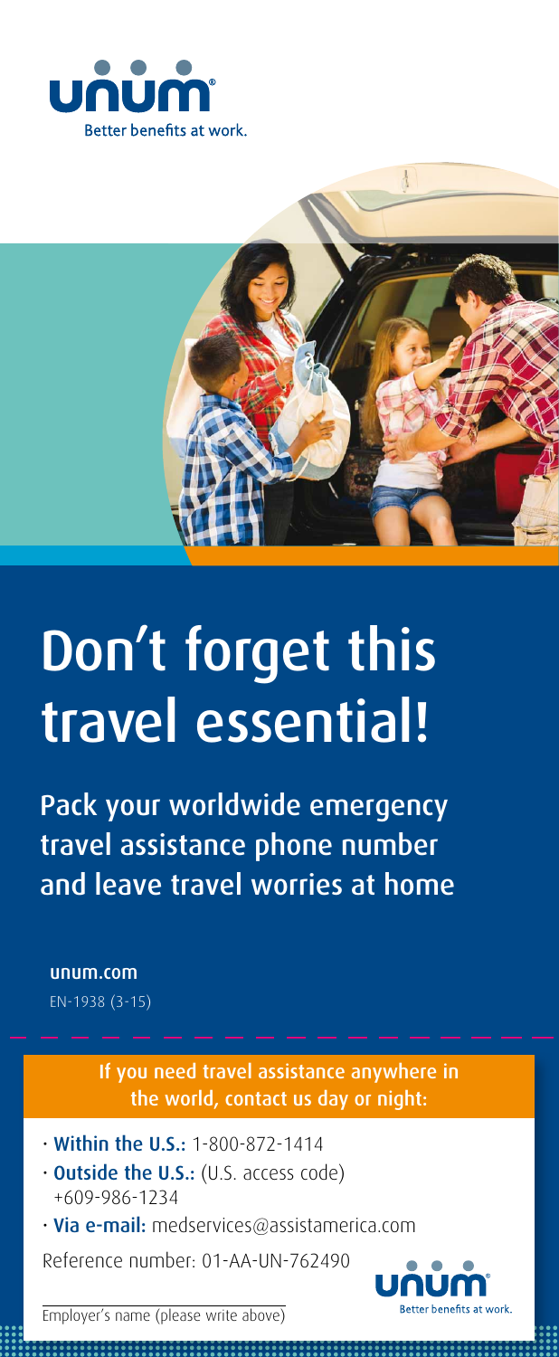unum
Better benefits at work.

# Don't forget this travel essential!

## Pack your worldwide emergency travel assistance phone number and leave travel worries at home

**unum.com**

EN-1938 (3-15)

**If you need travel assistance anywhere in the world, contact us day or night:**

- **Within the U.S.:** 1-800-872-1414
- **Outside the U.S.:** (U.S. access code) +609-986-1234
- **Via e-mail:** medservices@assistamerica.com

Reference number: 01-AA-UN-762490

unum
Better benefits at work.

Employer's name (please write above)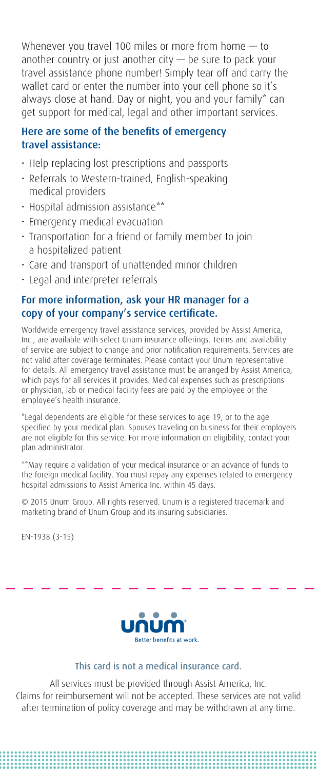Whenever you travel 100 miles or more from home — to another country or just another city — be sure to pack your travel assistance phone number! Simply tear off and carry the wallet card or enter the number into your cell phone so it's always close at hand. Day or night, you and your family* can get support for medical, legal and other important services.

## Here are some of the benefits of emergency travel assistance:

- Help replacing lost prescriptions and passports
- Referrals to Western-trained, English-speaking medical providers
- Hospital admission assistance**
- Emergency medical evacuation
- Transportation for a friend or family member to join a hospitalized patient
- Care and transport of unattended minor children
- Legal and interpreter referrals

## For more information, ask your HR manager for a copy of your company's service certificate.

Worldwide emergency travel assistance services, provided by Assist America, Inc., are available with select Unum insurance offerings. Terms and availability of service are subject to change and prior notification requirements. Services are not valid after coverage terminates. Please contact your Unum representative for details. All emergency travel assistance must be arranged by Assist America, which pays for all services it provides. Medical expenses such as prescriptions or physician, lab or medical facility fees are paid by the employee or the employee's health insurance.

*Legal dependents are eligible for these services to age 19, or to the age specified by your medical plan. Spouses traveling on business for their employers are not eligible for this service. For more information on eligibility, contact your plan administrator.

**May require a validation of your medical insurance or an advance of funds to the foreign medical facility. You must repay any expenses related to emergency hospital admissions to Assist America Inc. within 45 days.

© 2015 Unum Group. All rights reserved. Unum is a registered trademark and marketing brand of Unum Group and its insuring subsidiaries.

EN-1938 (3-15)

unum

Better benefits at work.

This card is not a medical insurance card.

All services must be provided through Assist America, Inc.
Claims for reimbursement will not be accepted. These services are not valid after termination of policy coverage and may be withdrawn at any time.